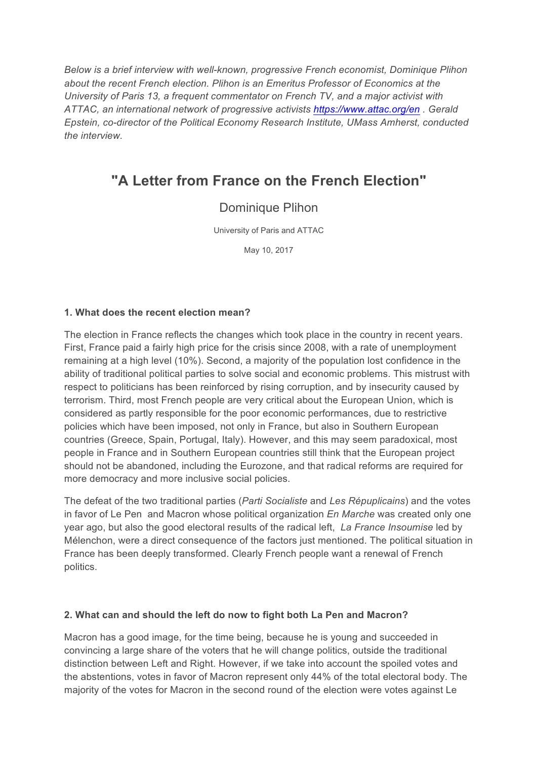*Below is a brief interview with well-known, progressive French economist, Dominique Plihon about the recent French election. Plihon is an Emeritus Professor of Economics at the University of Paris 13, a frequent commentator on French TV, and a major activist with ATTAC, an international network of progressive activists [https://www.attac.org/en](https://www.attac.org/en) . Gerald Epstein, co-director of the Political Economy Research Institute, UMass Amherst, conducted the interview.*

# "A Letter from France on the French Election"

## Dominique Plihon

University of Paris and ATTAC

May 10, 2017

**1. What does the recent election mean?**

The election in France reflects the changes which took place in the country in recent years. First, France paid a fairly high price for the crisis since 2008, with a rate of unemployment remaining at a high level (10%). Second, a majority of the population lost confidence in the ability of traditional political parties to solve social and economic problems. This mistrust with respect to politicians has been reinforced by rising corruption, and by insecurity caused by terrorism. Third, most French people are very critical about the European Union, which is considered as partly responsible for the poor economic performances, due to restrictive policies which have been imposed, not only in France, but also in Southern European countries (Greece, Spain, Portugal, Italy). However, and this may seem paradoxical, most people in France and in Southern European countries still think that the European project should not be abandoned, including the Eurozone, and that radical reforms are required for more democracy and more inclusive social policies.

The defeat of the two traditional parties (*Parti Socialiste* and *Les Répuplicains*) and the votes in favor of Le Pen and Macron whose political organization *En Marche* was created only one year ago, but also the good electoral results of the radical left, *La France Insoumise* led by Mélenchon, were a direct consequence of the factors just mentioned. The political situation in France has been deeply transformed. Clearly French people want a renewal of French politics.

**2. What can and should the left do now to fight both La Pen and Macron?**

Macron has a good image, for the time being, because he is young and succeeded in convincing a large share of the voters that he will change politics, outside the traditional distinction between Left and Right. However, if we take into account the spoiled votes and the abstentions, votes in favor of Macron represent only 44% of the total electoral body. The majority of the votes for Macron in the second round of the election were votes against Le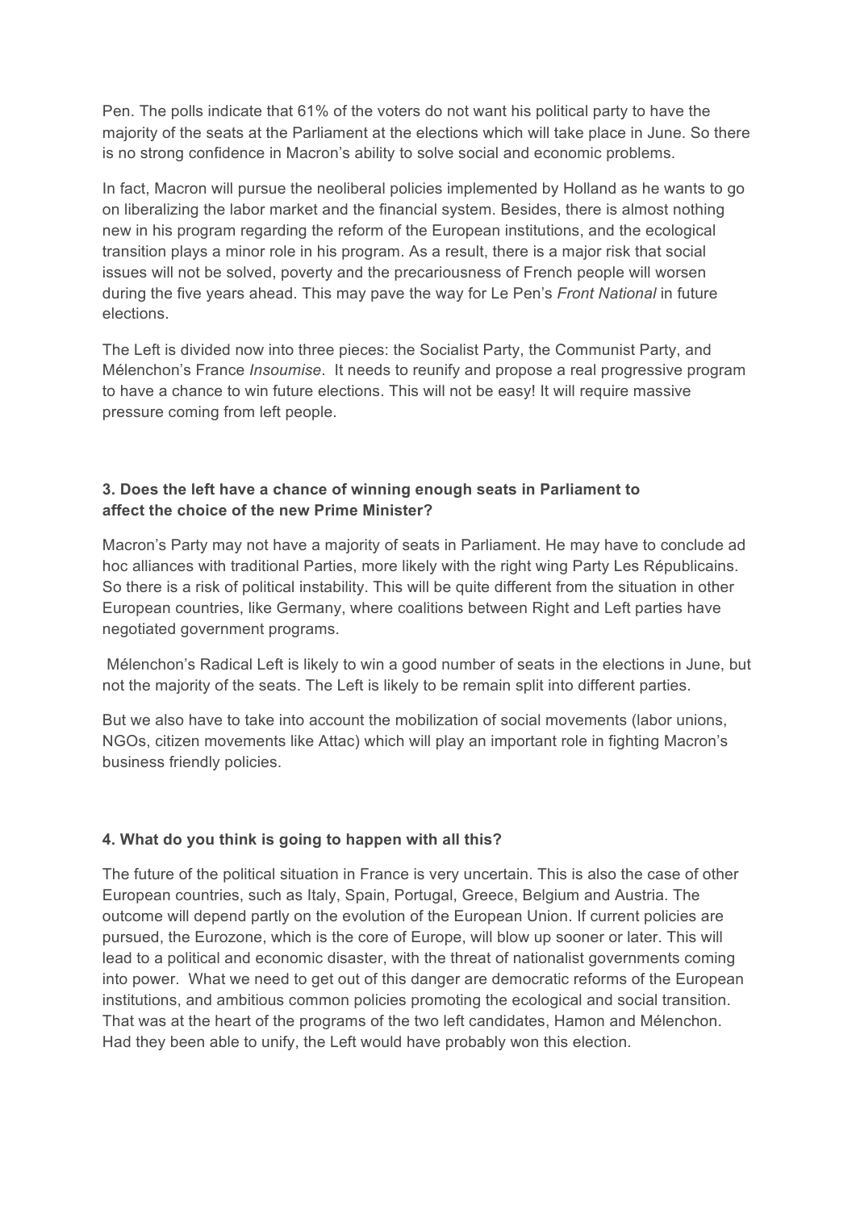Pen. The polls indicate that 61% of the voters do not want his political party to have the majority of the seats at the Parliament at the elections which will take place in June. So there is no strong confidence in Macron's ability to solve social and economic problems.

In fact, Macron will pursue the neoliberal policies implemented by Holland as he wants to go on liberalizing the labor market and the financial system. Besides, there is almost nothing new in his program regarding the reform of the European institutions, and the ecological transition plays a minor role in his program. As a result, there is a major risk that social issues will not be solved, poverty and the precariousness of French people will worsen during the five years ahead. This may pave the way for Le Pen's *Front National* in future elections.

The Left is divided now into three pieces: the Socialist Party, the Communist Party, and Mélenchon's France *Insoumise*. It needs to reunify and propose a real progressive program to have a chance to win future elections. This will not be easy! It will require massive pressure coming from left people.

### 3. Does the left have a chance of winning enough seats in Parliament to affect the choice of the new Prime Minister?

Macron's Party may not have a majority of seats in Parliament. He may have to conclude ad hoc alliances with traditional Parties, more likely with the right wing Party Les Républicains. So there is a risk of political instability. This will be quite different from the situation in other European countries, like Germany, where coalitions between Right and Left parties have negotiated government programs.

Mélenchon's Radical Left is likely to win a good number of seats in the elections in June, but not the majority of the seats. The Left is likely to be remain split into different parties.

But we also have to take into account the mobilization of social movements (labor unions, NGOs, citizen movements like Attac) which will play an important role in fighting Macron's business friendly policies.

### 4. What do you think is going to happen with all this?

The future of the political situation in France is very uncertain. This is also the case of other European countries, such as Italy, Spain, Portugal, Greece, Belgium and Austria. The outcome will depend partly on the evolution of the European Union. If current policies are pursued, the Eurozone, which is the core of Europe, will blow up sooner or later. This will lead to a political and economic disaster, with the threat of nationalist governments coming into power. What we need to get out of this danger are democratic reforms of the European institutions, and ambitious common policies promoting the ecological and social transition. That was at the heart of the programs of the two left candidates, Hamon and Mélenchon. Had they been able to unify, the Left would have probably won this election.